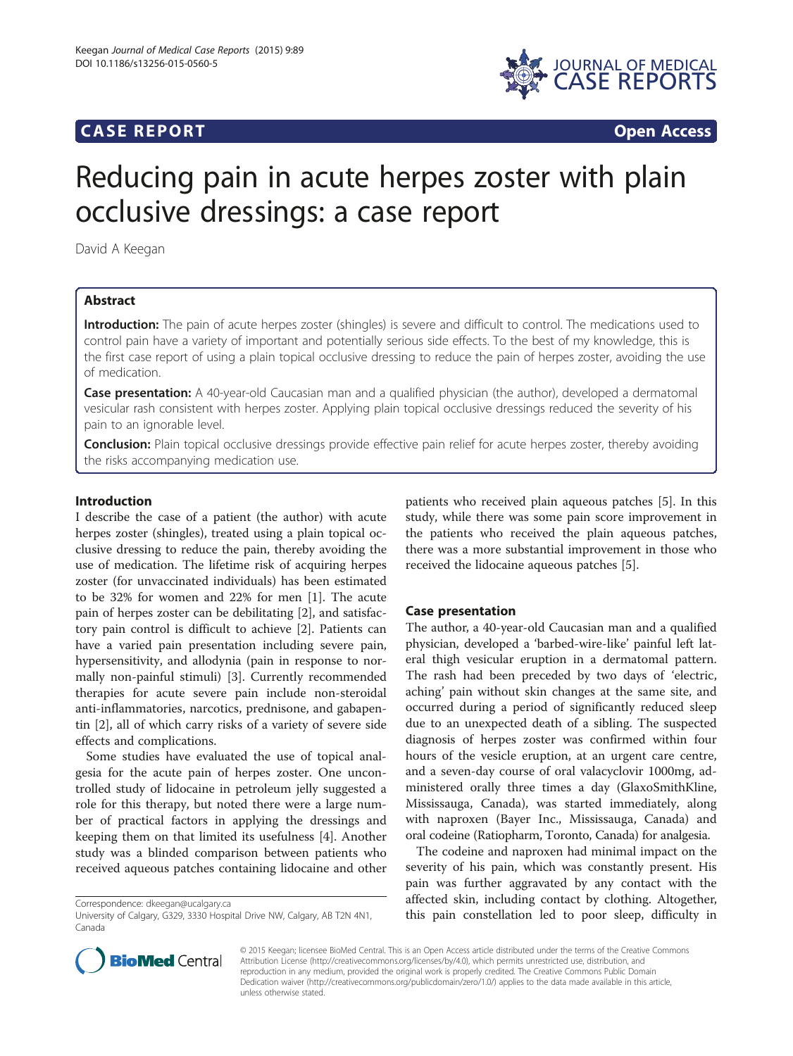**CASE REPORT** **Open Access**

# Reducing pain in acute herpes zoster with plain occlusive dressings: a case report

David A Keegan

## Abstract

**Introduction:** The pain of acute herpes zoster (shingles) is severe and difficult to control. The medications used to control pain have a variety of important and potentially serious side effects. To the best of my knowledge, this is the first case report of using a plain topical occlusive dressing to reduce the pain of herpes zoster, avoiding the use of medication.

**Case presentation:** A 40-year-old Caucasian man and a qualified physician (the author), developed a dermatomal vesicular rash consistent with herpes zoster. Applying plain topical occlusive dressings reduced the severity of his pain to an ignorable level.

**Conclusion:** Plain topical occlusive dressings provide effective pain relief for acute herpes zoster, thereby avoiding the risks accompanying medication use.

## Introduction

I describe the case of a patient (the author) with acute herpes zoster (shingles), treated using a plain topical occlusive dressing to reduce the pain, thereby avoiding the use of medication. The lifetime risk of acquiring herpes zoster (for unvaccinated individuals) has been estimated to be 32% for women and 22% for men [1]. The acute pain of herpes zoster can be debilitating [2], and satisfactory pain control is difficult to achieve [2]. Patients can have a varied pain presentation including severe pain, hypersensitivity, and allodynia (pain in response to normally non-painful stimuli) [3]. Currently recommended therapies for acute severe pain include non-steroidal anti-inflammatories, narcotics, prednisone, and gabapentin [2], all of which carry risks of a variety of severe side effects and complications.

Some studies have evaluated the use of topical analgesia for the acute pain of herpes zoster. One uncontrolled study of lidocaine in petroleum jelly suggested a role for this therapy, but noted there were a large number of practical factors in applying the dressings and keeping them on that limited its usefulness [4]. Another study was a blinded comparison between patients who received aqueous patches containing lidocaine and other patients who received plain aqueous patches [5]. In this study, while there was some pain score improvement in the patients who received the plain aqueous patches, there was a more substantial improvement in those who received the lidocaine aqueous patches [5].

## Case presentation

The author, a 40-year-old Caucasian man and a qualified physician, developed a 'barbed-wire-like' painful left lateral thigh vesicular eruption in a dermatomal pattern. The rash had been preceded by two days of 'electric, aching' pain without skin changes at the same site, and occurred during a period of significantly reduced sleep due to an unexpected death of a sibling. The suspected diagnosis of herpes zoster was confirmed within four hours of the vesicle eruption, at an urgent care centre, and a seven-day course of oral valacyclovir 1000mg, administered orally three times a day (GlaxoSmithKline, Mississauga, Canada), was started immediately, along with naproxen (Bayer Inc., Mississauga, Canada) and oral codeine (Ratiopharm, Toronto, Canada) for analgesia.

The codeine and naproxen had minimal impact on the severity of his pain, which was constantly present. His pain was further aggravated by any contact with the affected skin, including contact by clothing. Altogether, this pain constellation led to poor sleep, difficulty in

Correspondence: dkeegan@ucalgary.ca
University of Calgary, G329, 3330 Hospital Drive NW, Calgary, AB T2N 4N1, Canada

© 2015 Keegan; licensee BioMed Central. This is an Open Access article distributed under the terms of the Creative Commons Attribution License (http://creativecommons.org/licenses/by/4.0), which permits unrestricted use, distribution, and reproduction in any medium, provided the original work is properly credited. The Creative Commons Public Domain Dedication waiver (http://creativecommons.org/publicdomain/zero/1.0/) applies to the data made available in this article, unless otherwise stated.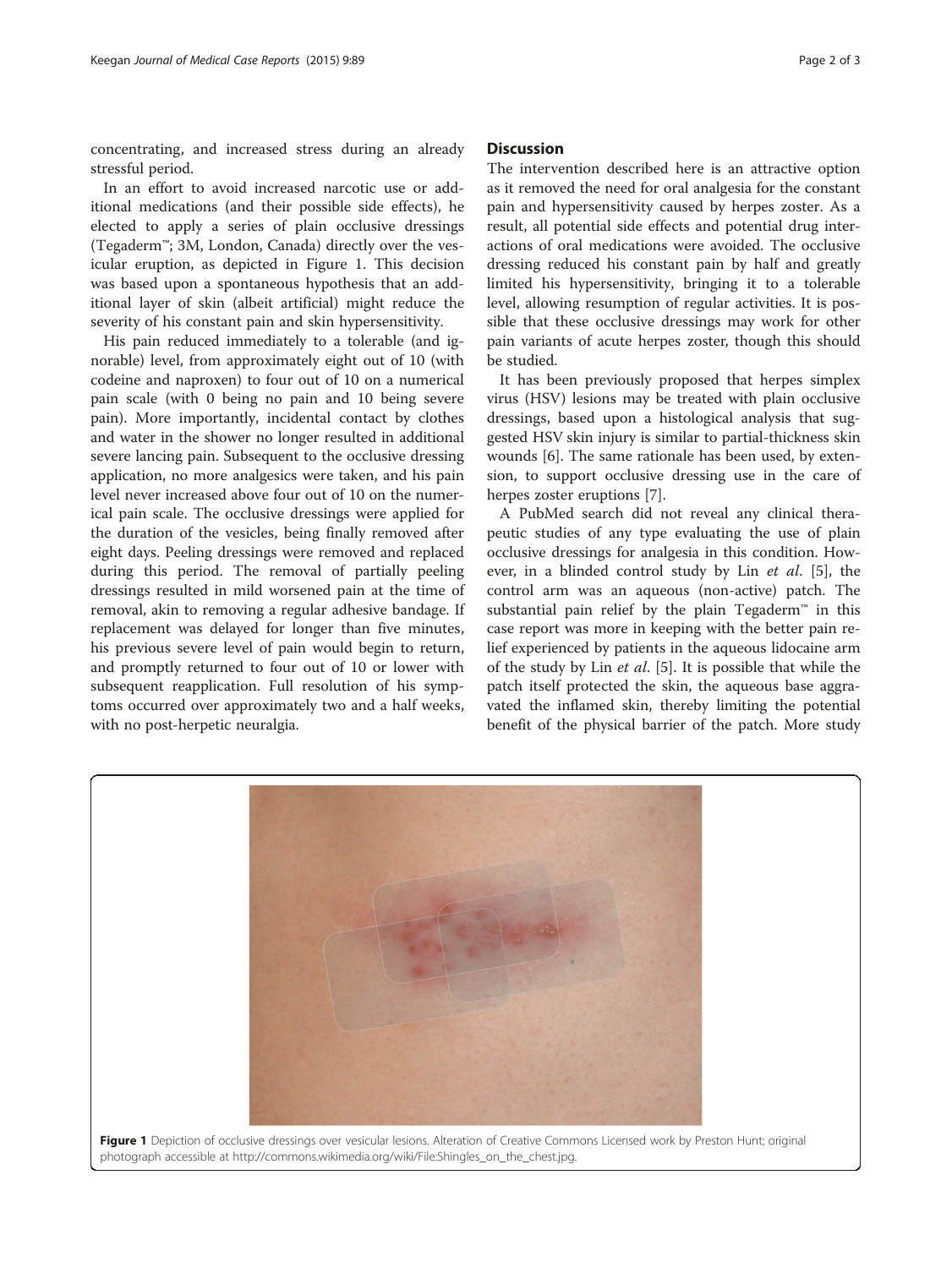concentrating, and increased stress during an already stressful period.

In an effort to avoid increased narcotic use or additional medications (and their possible side effects), he elected to apply a series of plain occlusive dressings (Tegaderm™; 3M, London, Canada) directly over the vesicular eruption, as depicted in Figure 1. This decision was based upon a spontaneous hypothesis that an additional layer of skin (albeit artificial) might reduce the severity of his constant pain and skin hypersensitivity.

His pain reduced immediately to a tolerable (and ignorable) level, from approximately eight out of 10 (with codeine and naproxen) to four out of 10 on a numerical pain scale (with 0 being no pain and 10 being severe pain). More importantly, incidental contact by clothes and water in the shower no longer resulted in additional severe lancing pain. Subsequent to the occlusive dressing application, no more analgesics were taken, and his pain level never increased above four out of 10 on the numerical pain scale. The occlusive dressings were applied for the duration of the vesicles, being finally removed after eight days. Peeling dressings were removed and replaced during this period. The removal of partially peeling dressings resulted in mild worsened pain at the time of removal, akin to removing a regular adhesive bandage. If replacement was delayed for longer than five minutes, his previous severe level of pain would begin to return, and promptly returned to four out of 10 or lower with subsequent reapplication. Full resolution of his symptoms occurred over approximately two and a half weeks, with no post-herpetic neuralgia.

## Discussion

The intervention described here is an attractive option as it removed the need for oral analgesia for the constant pain and hypersensitivity caused by herpes zoster. As a result, all potential side effects and potential drug interactions of oral medications were avoided. The occlusive dressing reduced his constant pain by half and greatly limited his hypersensitivity, bringing it to a tolerable level, allowing resumption of regular activities. It is possible that these occlusive dressings may work for other pain variants of acute herpes zoster, though this should be studied.

It has been previously proposed that herpes simplex virus (HSV) lesions may be treated with plain occlusive dressings, based upon a histological analysis that suggested HSV skin injury is similar to partial-thickness skin wounds [6]. The same rationale has been used, by extension, to support occlusive dressing use in the care of herpes zoster eruptions [7].

A PubMed search did not reveal any clinical therapeutic studies of any type evaluating the use of plain occlusive dressings for analgesia in this condition. However, in a blinded control study by Lin *et al.* [5], the control arm was an aqueous (non-active) patch. The substantial pain relief by the plain Tegaderm™ in this case report was more in keeping with the better pain relief experienced by patients in the aqueous lidocaine arm of the study by Lin *et al.* [5]. It is possible that while the patch itself protected the skin, the aqueous base aggravated the inflamed skin, thereby limiting the potential benefit of the physical barrier of the patch. More study

**Figure 1** Depiction of occlusive dressings over vesicular lesions. Alteration of Creative Commons Licensed work by Preston Hunt; original photograph accessible at http://commons.wikimedia.org/wiki/File:Shingles_on_the_chest.jpg.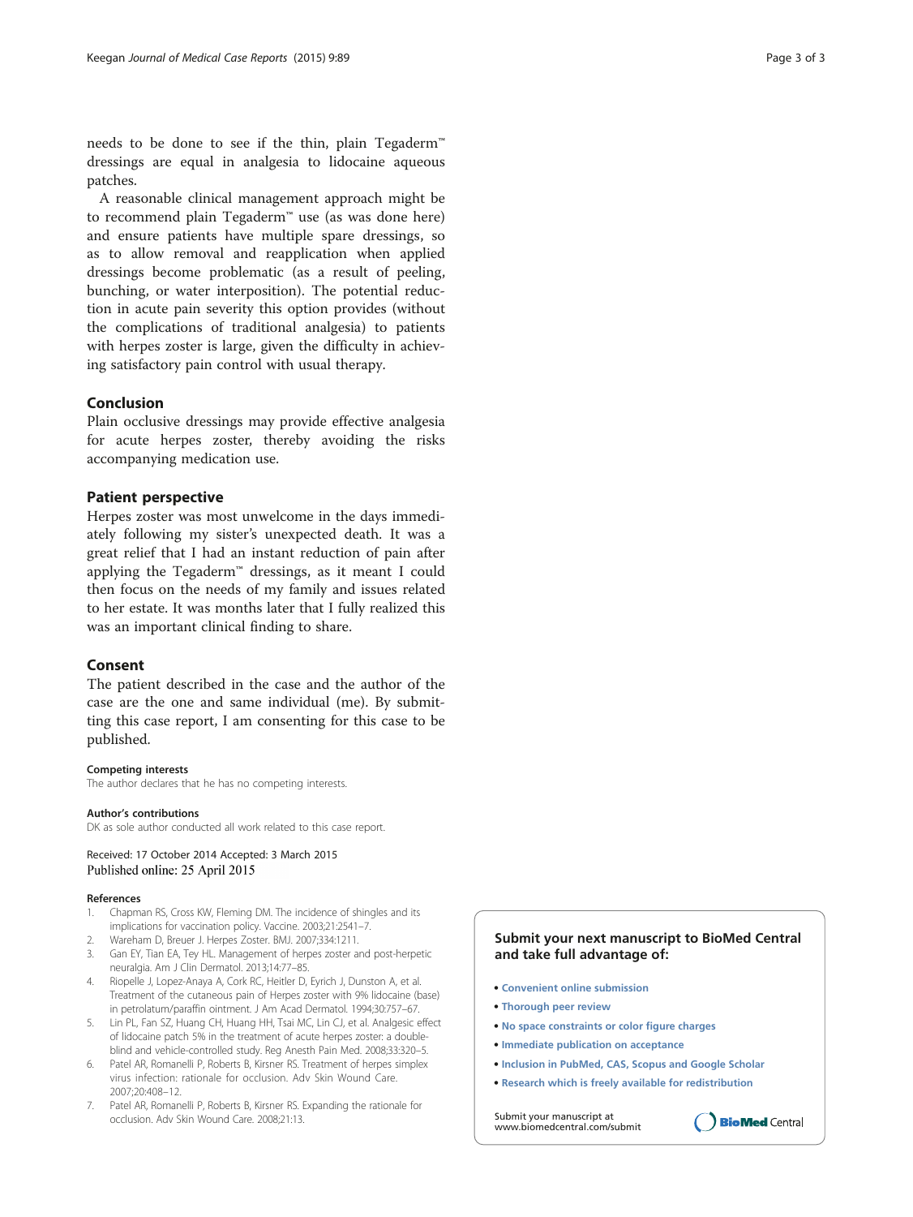needs to be done to see if the thin, plain Tegaderm™ dressings are equal in analgesia to lidocaine aqueous patches.

A reasonable clinical management approach might be to recommend plain Tegaderm™ use (as was done here) and ensure patients have multiple spare dressings, so as to allow removal and reapplication when applied dressings become problematic (as a result of peeling, bunching, or water interposition). The potential reduction in acute pain severity this option provides (without the complications of traditional analgesia) to patients with herpes zoster is large, given the difficulty in achieving satisfactory pain control with usual therapy.

## Conclusion

Plain occlusive dressings may provide effective analgesia for acute herpes zoster, thereby avoiding the risks accompanying medication use.

## Patient perspective

Herpes zoster was most unwelcome in the days immediately following my sister's unexpected death. It was a great relief that I had an instant reduction of pain after applying the Tegaderm™ dressings, as it meant I could then focus on the needs of my family and issues related to her estate. It was months later that I fully realized this was an important clinical finding to share.

## Consent

The patient described in the case and the author of the case are the one and same individual (me). By submitting this case report, I am consenting for this case to be published.

#### Competing interests

The author declares that he has no competing interests.

#### Author's contributions

DK as sole author conducted all work related to this case report.

Received: 17 October 2014 Accepted: 3 March 2015
Published online: 25 April 2015

#### References

1. Chapman RS, Cross KW, Fleming DM. The incidence of shingles and its implications for vaccination policy. Vaccine. 2003;21:2541–7.
2. Wareham D, Breuer J. Herpes Zoster. BMJ. 2007;334:1211.
3. Gan EY, Tian EA, Tey HL. Management of herpes zoster and post-herpetic neuralgia. Am J Clin Dermatol. 2013;14:77–85.
4. Riopelle J, Lopez-Anaya A, Cork RC, Heitler D, Eyrich J, Dunston A, et al. Treatment of the cutaneous pain of Herpes zoster with 9% lidocaine (base) in petrolatum/paraffin ointment. J Am Acad Dermatol. 1994;30:757–67.
5. Lin PL, Fan SZ, Huang CH, Huang HH, Tsai MC, Lin CJ, et al. Analgesic effect of lidocaine patch 5% in the treatment of acute herpes zoster: a double-blind and vehicle-controlled study. Reg Anesth Pain Med. 2008;33:320–5.
6. Patel AR, Romanelli P, Roberts B, Kirsner RS. Treatment of herpes simplex virus infection: rationale for occlusion. Adv Skin Wound Care. 2007;20:408–12.
7. Patel AR, Romanelli P, Roberts B, Kirsner RS. Expanding the rationale for occlusion. Adv Skin Wound Care. 2008;21:13.

**Submit your next manuscript to BioMed Central and take full advantage of:**

- Convenient online submission
- Thorough peer review
- No space constraints or color figure charges
- Immediate publication on acceptance
- Inclusion in PubMed, CAS, Scopus and Google Scholar
- Research which is freely available for redistribution

Submit your manuscript at
www.biomedcentral.com/submit

BioMed Central